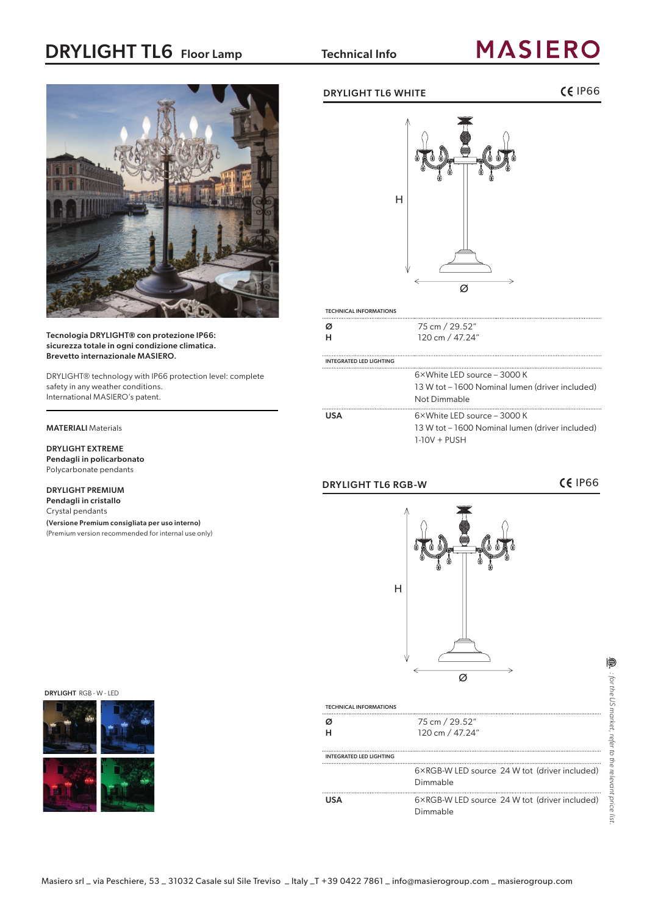# DRYLIGHT TL6 Floor Lamp

Technical Info

MASIERO

**Tecnologia DRYLIGHT® con protezione IP66: sicurezza totale in ogni condizione climatica. Brevetto internazionale MASIERO.**

DRYLIGHT® technology with IP66 protection level: complete safety in any weather conditions. International MASIERO's patent.

**MATERIALI** Materials

**DRYLIGHT EXTREME**
**Pendagli in policarbonato**
Polycarbonate pendants

**DRYLIGHT PREMIUM**
**Pendagli in cristallo**
Crystal pendants
**(Versione Premium consigliata per uso interno)**
(Premium version recommended for internal use only)

**DRYLIGHT** RGB - W - LED

## DRYLIGHT TL6 WHITE

CE IP66

| TECHNICAL INFORMATIONS | |
|---|---|
| **Ø** | 75 cm / 29.52" |
| **H** | 120 cm / 47.24" |

| INTEGRATED LED LIGHTING | |
|---|---|
| | 6×White LED source – 3000 K<br>13 W tot – 1600 Nominal lumen (driver included)<br>Not Dimmable |
| **USA** | 6×White LED source – 3000 K<br>13 W tot – 1600 Nominal lumen (driver included)<br>1-10V + PUSH |

## DRYLIGHT TL6 RGB-W

CE IP66

| TECHNICAL INFORMATIONS | |
|---|---|
| **Ø** | 75 cm / 29.52" |
| **H** | 120 cm / 47.24" |

| INTEGRATED LED LIGHTING | |
|---|---|
| | 6×RGB-W LED source 24 W tot (driver included)<br>Dimmable |
| **USA** | 6×RGB-W LED source 24 W tot (driver included)<br>Dimmable |

*: for the US market, refer to the relevant price list.*

Masiero srl _ via Peschiere, 53 _ 31032 Casale sul Sile Treviso _ Italy _T +39 0422 7861 _ info@masierogroup.com _ masierogroup.com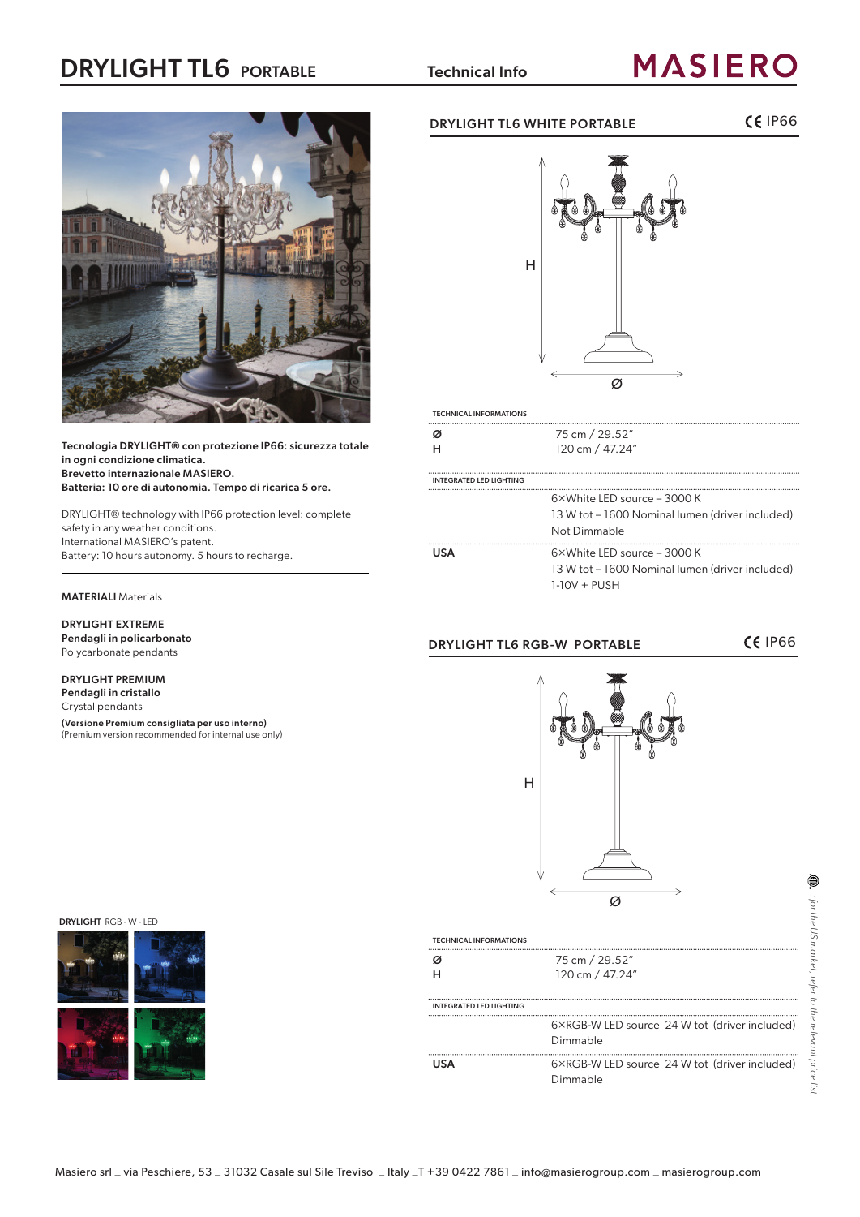# DRYLIGHT TL6 PORTABLE

Technical Info

MASIERO

**Tecnologia DRYLIGHT® con protezione IP66: sicurezza totale in ogni condizione climatica.**
**Brevetto internazionale MASIERO.**
**Batteria: 10 ore di autonomia. Tempo di ricarica 5 ore.**

DRYLIGHT® technology with IP66 protection level: complete safety in any weather conditions.
International MASIERO's patent.
Battery: 10 hours autonomy. 5 hours to recharge.

**MATERIALI** Materials

**DRYLIGHT EXTREME**
**Pendagli in policarbonato**
Polycarbonate pendants

**DRYLIGHT PREMIUM**
**Pendagli in cristallo**
Crystal pendants
**(Versione Premium consigliata per uso interno)**
(Premium version recommended for internal use only)

**DRYLIGHT** RGB - W - LED

## DRYLIGHT TL6 WHITE PORTABLE

CE IP66

H

Ø

TECHNICAL INFORMATIONS

| | |
|---|---|
| **Ø** | 75 cm / 29.52″ |
| **H** | 120 cm / 47.24″ |

INTEGRATED LED LIGHTING

| | |
|---|---|
| | 6×White LED source – 3000 K<br>13 W tot – 1600 Nominal lumen (driver included)<br>Not Dimmable |
| **USA** | 6×White LED source – 3000 K<br>13 W tot – 1600 Nominal lumen (driver included)<br>1-10V + PUSH |

## DRYLIGHT TL6 RGB-W PORTABLE

CE IP66

H

Ø

TECHNICAL INFORMATIONS

| | |
|---|---|
| **Ø** | 75 cm / 29.52″ |
| **H** | 120 cm / 47.24″ |

INTEGRATED LED LIGHTING

| | |
|---|---|
| | 6×RGB-W LED source 24 W tot (driver included)<br>Dimmable |
| **USA** | 6×RGB-W LED source 24 W tot (driver included)<br>Dimmable |

*: for the US market, refer to the relevant price list.*

Masiero srl _ via Peschiere, 53 _ 31032 Casale sul Sile Treviso _ Italy _T +39 0422 7861 _ info@masierogroup.com _ masierogroup.com